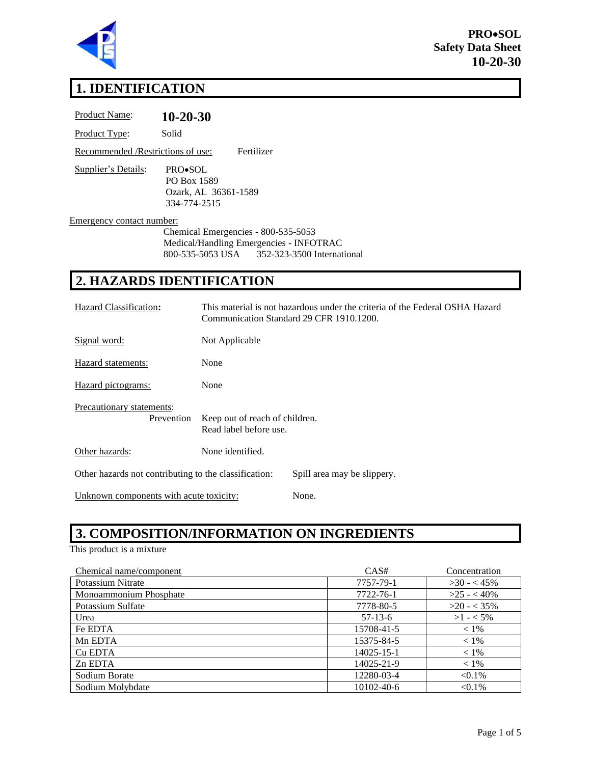**PRO•SOL**
**Safety Data Sheet**
**10-20-30**

# 1. IDENTIFICATION

Product Name: **10-20-30**

Product Type: Solid

Recommended /Restrictions of use: Fertilizer

Supplier's Details:
PRO•SOL
PO Box 1589
Ozark, AL 36361-1589
334-774-2515

Emergency contact number:
Chemical Emergencies - 800-535-5053
Medical/Handling Emergencies - INFOTRAC
800-535-5053 USA 352-323-3500 International

# 2. HAZARDS IDENTIFICATION

Hazard Classification: This material is not hazardous under the criteria of the Federal OSHA Hazard Communication Standard 29 CFR 1910.1200.

Signal word: Not Applicable

Hazard statements: None

Hazard pictograms: None

Precautionary statements:
Prevention: Keep out of reach of children.
Read label before use.

Other hazards: None identified.

Other hazards not contributing to the classification: Spill area may be slippery.

Unknown components with acute toxicity: None.

# 3. COMPOSITION/INFORMATION ON INGREDIENTS

This product is a mixture

| Chemical name/component | CAS# | Concentration |
|---|---|---|
| Potassium Nitrate | 7757-79-1 | >30 - < 45% |
| Monoammonium Phosphate | 7722-76-1 | >25 - < 40% |
| Potassium Sulfate | 7778-80-5 | >20 - < 35% |
| Urea | 57-13-6 | >1 - < 5% |
| Fe EDTA | 15708-41-5 | < 1% |
| Mn EDTA | 15375-84-5 | < 1% |
| Cu EDTA | 14025-15-1 | < 1% |
| Zn EDTA | 14025-21-9 | < 1% |
| Sodium Borate | 12280-03-4 | <0.1% |
| Sodium Molybdate | 10102-40-6 | <0.1% |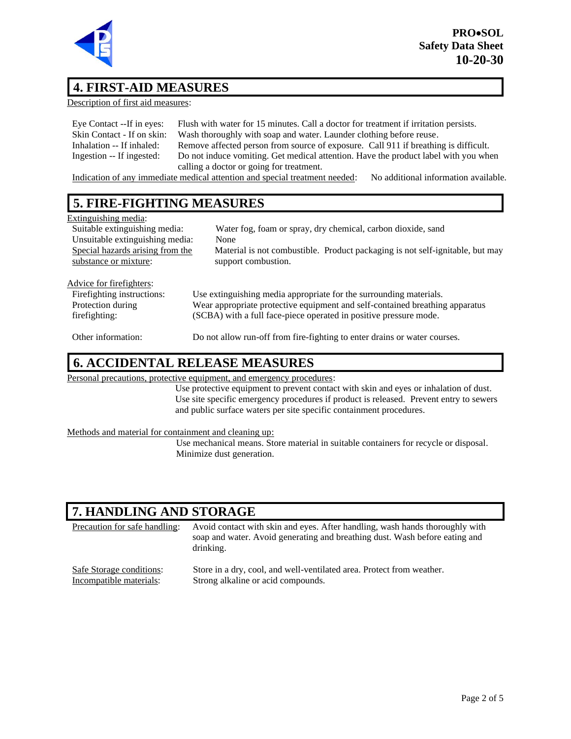## 4. FIRST-AID MEASURES

Description of first aid measures:

Eye Contact --If in eyes: Flush with water for 15 minutes. Call a doctor for treatment if irritation persists.
Skin Contact - If on skin: Wash thoroughly with soap and water. Launder clothing before reuse.
Inhalation -- If inhaled: Remove affected person from source of exposure. Call 911 if breathing is difficult.
Ingestion -- If ingested: Do not induce vomiting. Get medical attention. Have the product label with you when calling a doctor or going for treatment.

Indication of any immediate medical attention and special treatment needed: No additional information available.

## 5. FIRE-FIGHTING MEASURES

Extinguishing media:

Suitable extinguishing media: Water fog, foam or spray, dry chemical, carbon dioxide, sand
Unsuitable extinguishing media: None
Special hazards arising from the substance or mixture: Material is not combustible. Product packaging is not self-ignitable, but may support combustion.

Advice for firefighters:

Firefighting instructions: Use extinguishing media appropriate for the surrounding materials.
Protection during firefighting: Wear appropriate protective equipment and self-contained breathing apparatus (SCBA) with a full face-piece operated in positive pressure mode.

Other information: Do not allow run-off from fire-fighting to enter drains or water courses.

## 6. ACCIDENTAL RELEASE MEASURES

Personal precautions, protective equipment, and emergency procedures:

Use protective equipment to prevent contact with skin and eyes or inhalation of dust. Use site specific emergency procedures if product is released. Prevent entry to sewers and public surface waters per site specific containment procedures.

Methods and material for containment and cleaning up:

Use mechanical means. Store material in suitable containers for recycle or disposal. Minimize dust generation.

## 7. HANDLING AND STORAGE

Precaution for safe handling: Avoid contact with skin and eyes. After handling, wash hands thoroughly with soap and water. Avoid generating and breathing dust. Wash before eating and drinking.

Safe Storage conditions: Store in a dry, cool, and well-ventilated area. Protect from weather.
Incompatible materials: Strong alkaline or acid compounds.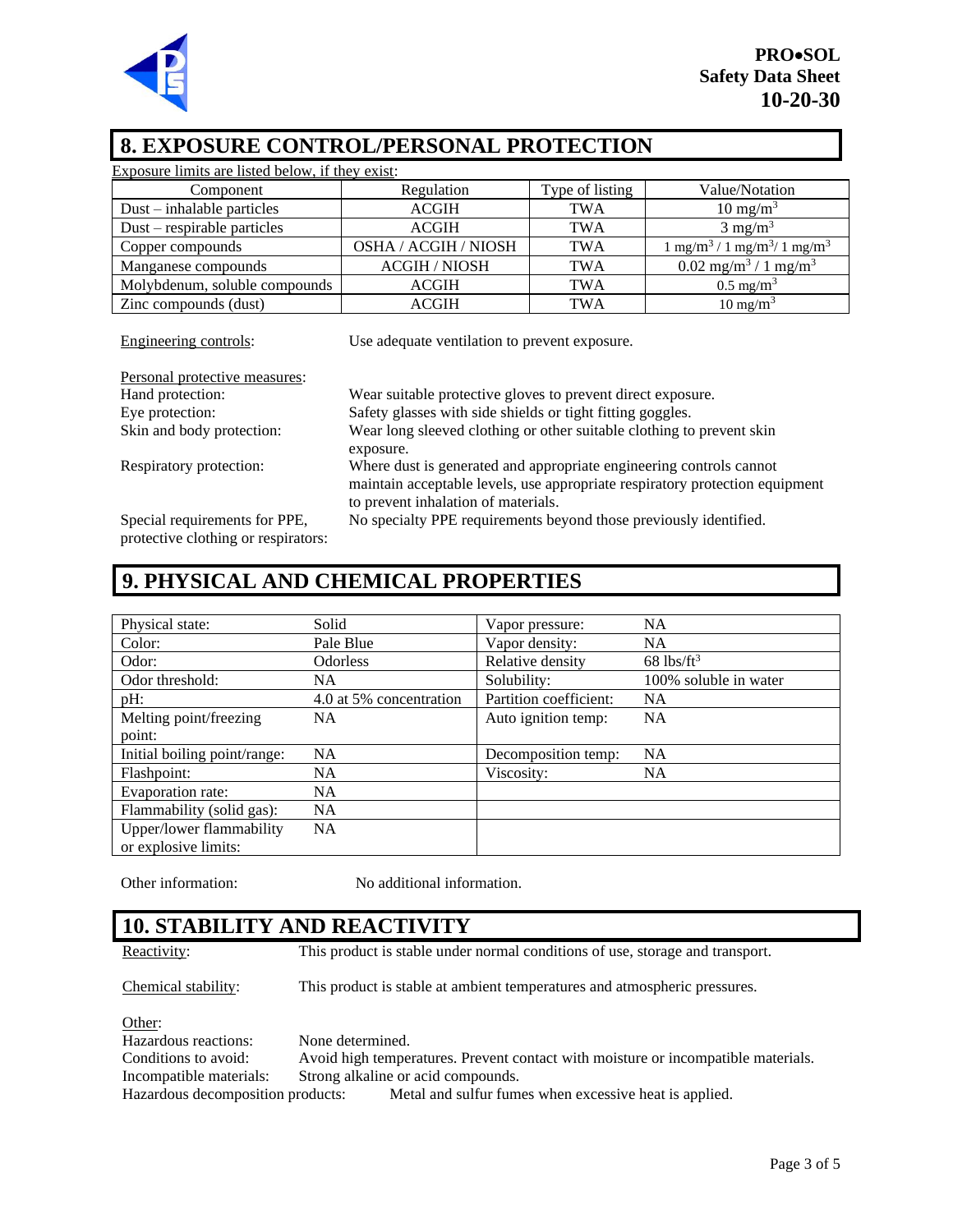## 8. EXPOSURE CONTROL/PERSONAL PROTECTION

Exposure limits are listed below, if they exist:

| Component | Regulation | Type of listing | Value/Notation |
|---|---|---|---|
| Dust – inhalable particles | ACGIH | TWA | 10 $mg/m^3$ |
| Dust – respirable particles | ACGIH | TWA | 3 $mg/m^3$ |
| Copper compounds | OSHA / ACGIH / NIOSH | TWA | 1 $mg/m^3$ / 1 $mg/m^3$/ 1 $mg/m^3$ |
| Manganese compounds | ACGIH / NIOSH | TWA | 0.02 $mg/m^3$ / 1 $mg/m^3$ |
| Molybdenum, soluble compounds | ACGIH | TWA | 0.5 $mg/m^3$ |
| Zinc compounds (dust) | ACGIH | TWA | 10 $mg/m^3$ |

Engineering controls: Use adequate ventilation to prevent exposure.

Personal protective measures:

Hand protection: Wear suitable protective gloves to prevent direct exposure.

Eye protection: Safety glasses with side shields or tight fitting goggles.

Skin and body protection: Wear long sleeved clothing or other suitable clothing to prevent skin exposure.

Respiratory protection: Where dust is generated and appropriate engineering controls cannot maintain acceptable levels, use appropriate respiratory protection equipment to prevent inhalation of materials.

Special requirements for PPE, protective clothing or respirators: No specialty PPE requirements beyond those previously identified.

## 9. PHYSICAL AND CHEMICAL PROPERTIES

| | | | |
|---|---|---|---|
| Physical state: | Solid | Vapor pressure: | NA |
| Color: | Pale Blue | Vapor density: | NA |
| Odor: | Odorless | Relative density | 68 $lbs/ft^3$ |
| Odor threshold: | NA | Solubility: | 100% soluble in water |
| pH: | 4.0 at 5% concentration | Partition coefficient: | NA |
| Melting point/freezing point: | NA | Auto ignition temp: | NA |
| Initial boiling point/range: | NA | Decomposition temp: | NA |
| Flashpoint: | NA | Viscosity: | NA |
| Evaporation rate: | NA | | |
| Flammability (solid gas): | NA | | |
| Upper/lower flammability or explosive limits: | NA | | |

Other information: No additional information.

## 10. STABILITY AND REACTIVITY

Reactivity: This product is stable under normal conditions of use, storage and transport.

Chemical stability: This product is stable at ambient temperatures and atmospheric pressures.

Other:

Hazardous reactions: None determined.

Conditions to avoid: Avoid high temperatures. Prevent contact with moisture or incompatible materials.

Incompatible materials: Strong alkaline or acid compounds.

Hazardous decomposition products: Metal and sulfur fumes when excessive heat is applied.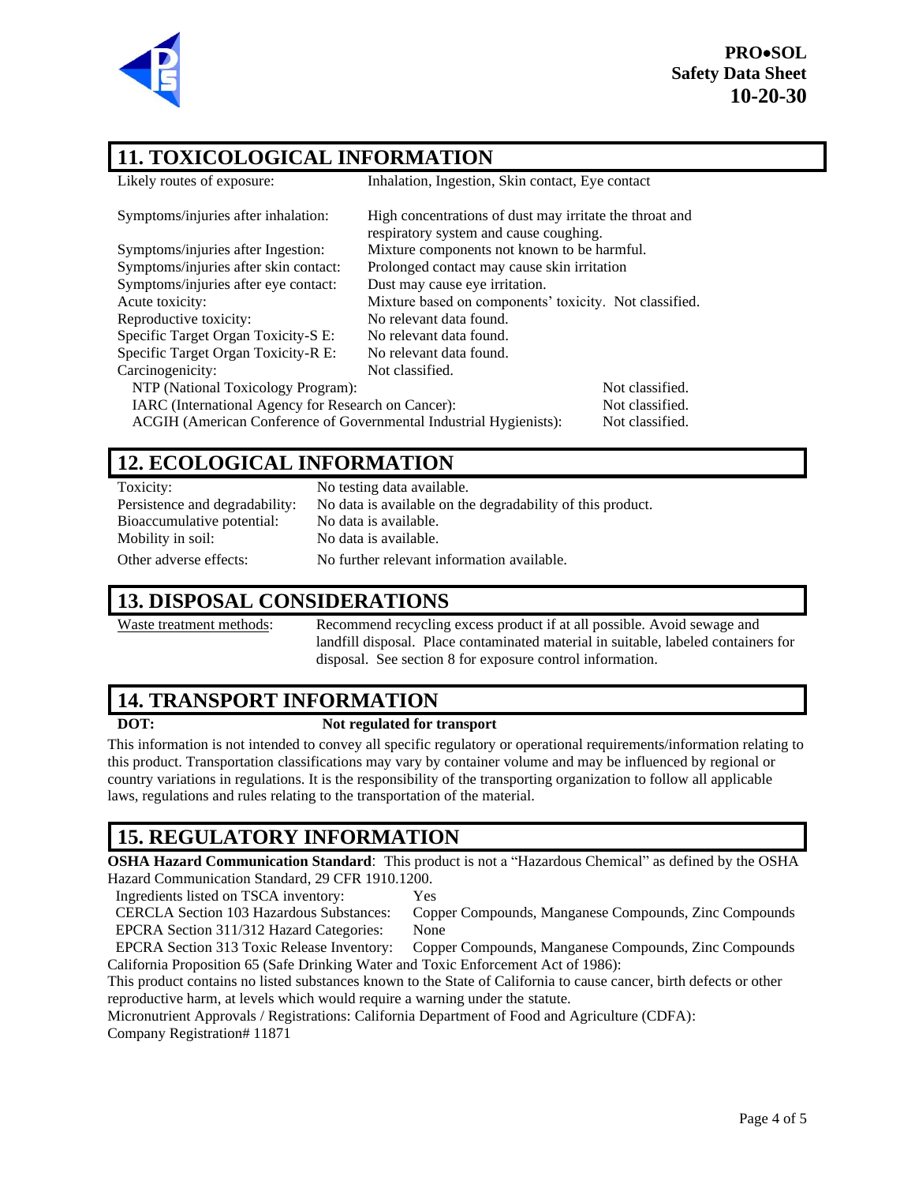## 11. TOXICOLOGICAL INFORMATION

| | |
|---|---|
| Likely routes of exposure: | Inhalation, Ingestion, Skin contact, Eye contact |
| Symptoms/injuries after inhalation: | High concentrations of dust may irritate the throat and respiratory system and cause coughing. |
| Symptoms/injuries after Ingestion: | Mixture components not known to be harmful. |
| Symptoms/injuries after skin contact: | Prolonged contact may cause skin irritation |
| Symptoms/injuries after eye contact: | Dust may cause eye irritation. |
| Acute toxicity: | Mixture based on components' toxicity. Not classified. |
| Reproductive toxicity: | No relevant data found. |
| Specific Target Organ Toxicity-S E: | No relevant data found. |
| Specific Target Organ Toxicity-R E: | No relevant data found. |
| Carcinogenicity: | Not classified. |

| | |
|---|---|
| NTP (National Toxicology Program): | Not classified. |
| IARC (International Agency for Research on Cancer): | Not classified. |
| ACGIH (American Conference of Governmental Industrial Hygienists): | Not classified. |

## 12. ECOLOGICAL INFORMATION

| | |
|---|---|
| Toxicity: | No testing data available. |
| Persistence and degradability: | No data is available on the degradability of this product. |
| Bioaccumulative potential: | No data is available. |
| Mobility in soil: | No data is available. |
| Other adverse effects: | No further relevant information available. |

## 13. DISPOSAL CONSIDERATIONS

Waste treatment methods: Recommend recycling excess product if at all possible. Avoid sewage and landfill disposal. Place contaminated material in suitable, labeled containers for disposal. See section 8 for exposure control information.

## 14. TRANSPORT INFORMATION

**DOT:** **Not regulated for transport**

This information is not intended to convey all specific regulatory or operational requirements/information relating to this product. Transportation classifications may vary by container volume and may be influenced by regional or country variations in regulations. It is the responsibility of the transporting organization to follow all applicable laws, regulations and rules relating to the transportation of the material.

## 15. REGULATORY INFORMATION

**OSHA Hazard Communication Standard**: This product is not a "Hazardous Chemical" as defined by the OSHA Hazard Communication Standard, 29 CFR 1910.1200.

| | |
|---|---|
| Ingredients listed on TSCA inventory: | Yes |
| CERCLA Section 103 Hazardous Substances: | Copper Compounds, Manganese Compounds, Zinc Compounds |
| EPCRA Section 311/312 Hazard Categories: | None |
| EPCRA Section 313 Toxic Release Inventory: | Copper Compounds, Manganese Compounds, Zinc Compounds |

California Proposition 65 (Safe Drinking Water and Toxic Enforcement Act of 1986):

This product contains no listed substances known to the State of California to cause cancer, birth defects or other reproductive harm, at levels which would require a warning under the statute.

Micronutrient Approvals / Registrations: California Department of Food and Agriculture (CDFA):

Company Registration# 11871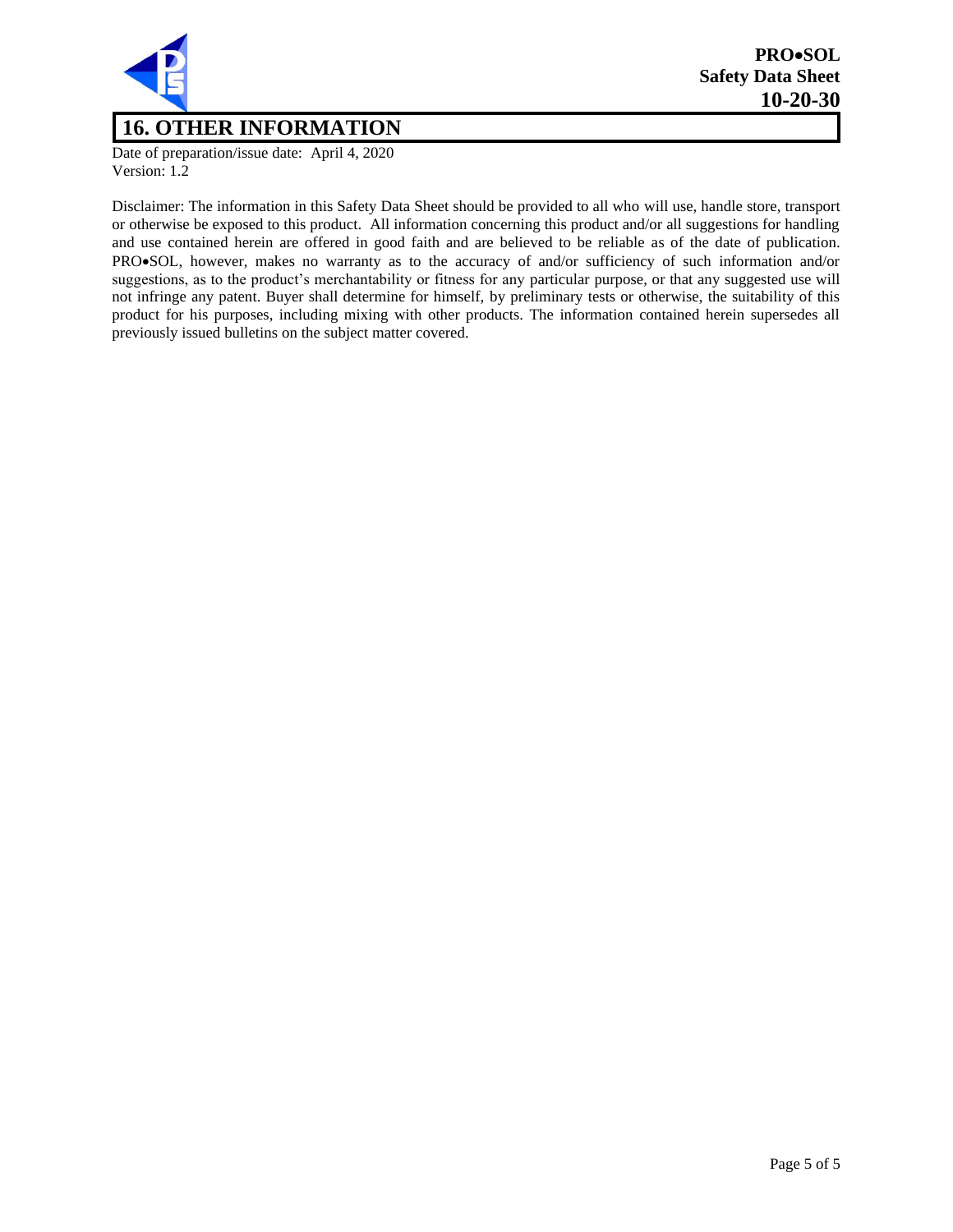## 16. OTHER INFORMATION

Date of preparation/issue date: April 4, 2020
Version: 1.2

Disclaimer: The information in this Safety Data Sheet should be provided to all who will use, handle store, transport or otherwise be exposed to this product. All information concerning this product and/or all suggestions for handling and use contained herein are offered in good faith and are believed to be reliable as of the date of publication. PRO•SOL, however, makes no warranty as to the accuracy of and/or sufficiency of such information and/or suggestions, as to the product's merchantability or fitness for any particular purpose, or that any suggested use will not infringe any patent. Buyer shall determine for himself, by preliminary tests or otherwise, the suitability of this product for his purposes, including mixing with other products. The information contained herein supersedes all previously issued bulletins on the subject matter covered.